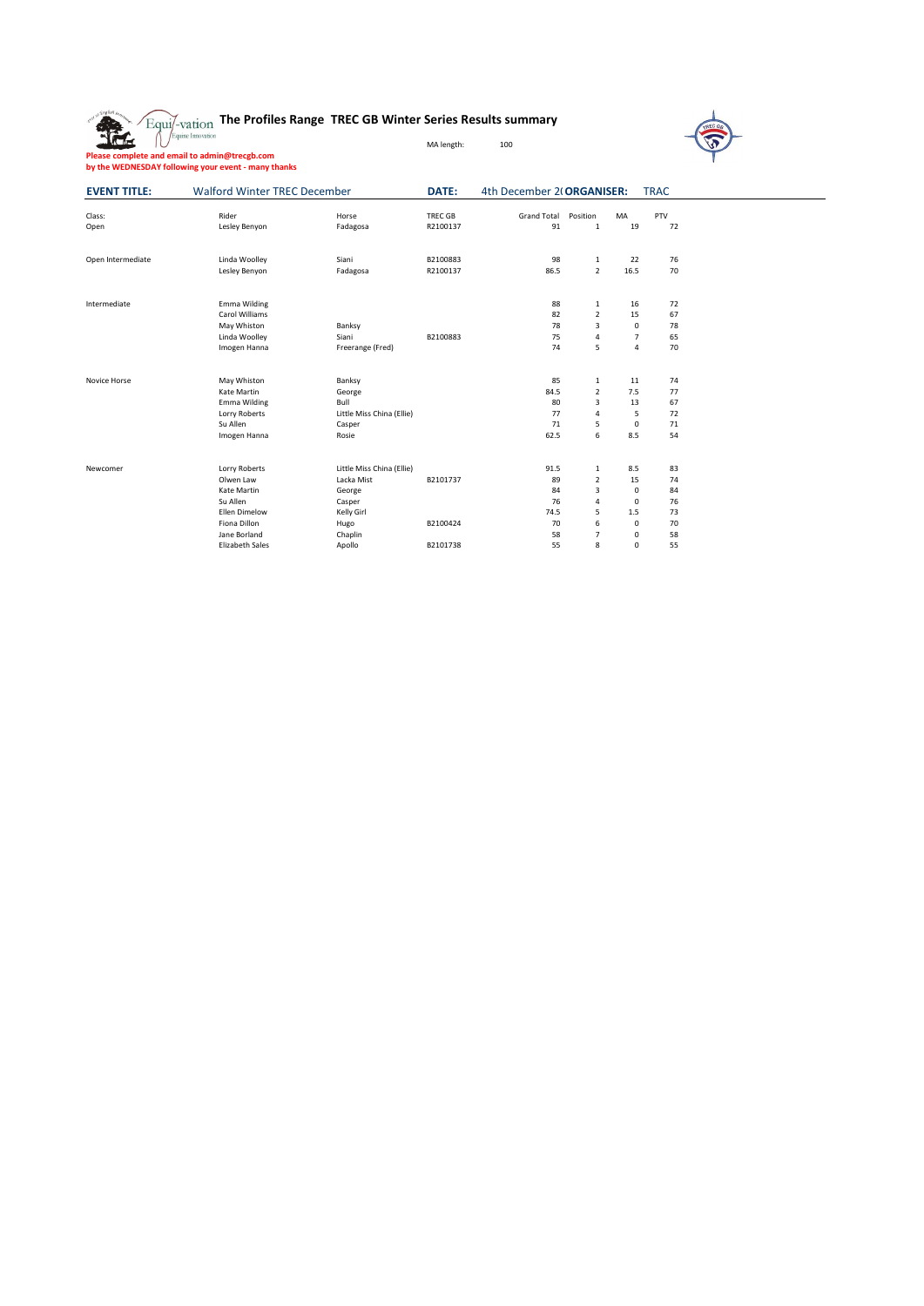# The Profiles Range TREC GB Winter Series Results summary

MA length: 100

**Please complete and email to admin@trecgb.com by the WEDNESDAY following your event - many thanks**

**EVENT TITLE:** Walford Winter TREC December **DATE:** 4th December 2( **ORGANISER:** TRAC

| Class: | Rider | Horse | TREC GB | Grand Total | Position | MA | PTV |
|---|---|---|---|---|---|---|---|
| Open | Lesley Benyon | Fadagosa | R2100137 | 91 | 1 | 19 | 72 |
| | | | | | | | |
| Open Intermediate | Linda Woolley | Siani | B2100883 | 98 | 1 | 22 | 76 |
| | Lesley Benyon | Fadagosa | R2100137 | 86.5 | 2 | 16.5 | 70 |
| | | | | | | | |
| Intermediate | Emma Wilding | | | 88 | 1 | 16 | 72 |
| | Carol Williams | | | 82 | 2 | 15 | 67 |
| | May Whiston | Banksy | | 78 | 3 | 0 | 78 |
| | Linda Woolley | Siani | B2100883 | 75 | 4 | 7 | 65 |
| | Imogen Hanna | Freerange (Fred) | | 74 | 5 | 4 | 70 |
| | | | | | | | |
| Novice Horse | May Whiston | Banksy | | 85 | 1 | 11 | 74 |
| | Kate Martin | George | | 84.5 | 2 | 7.5 | 77 |
| | Emma Wilding | Bull | | 80 | 3 | 13 | 67 |
| | Lorry Roberts | Little Miss China (Ellie) | | 77 | 4 | 5 | 72 |
| | Su Allen | Casper | | 71 | 5 | 0 | 71 |
| | Imogen Hanna | Rosie | | 62.5 | 6 | 8.5 | 54 |
| | | | | | | | |
| Newcomer | Lorry Roberts | Little Miss China (Ellie) | | 91.5 | 1 | 8.5 | 83 |
| | Olwen Law | Lacka Mist | B2101737 | 89 | 2 | 15 | 74 |
| | Kate Martin | George | | 84 | 3 | 0 | 84 |
| | Su Allen | Casper | | 76 | 4 | 0 | 76 |
| | Ellen Dimelow | Kelly Girl | | 74.5 | 5 | 1.5 | 73 |
| | Fiona Dillon | Hugo | B2100424 | 70 | 6 | 0 | 70 |
| | Jane Borland | Chaplin | | 58 | 7 | 0 | 58 |
| | Elizabeth Sales | Apollo | B2101738 | 55 | 8 | 0 | 55 |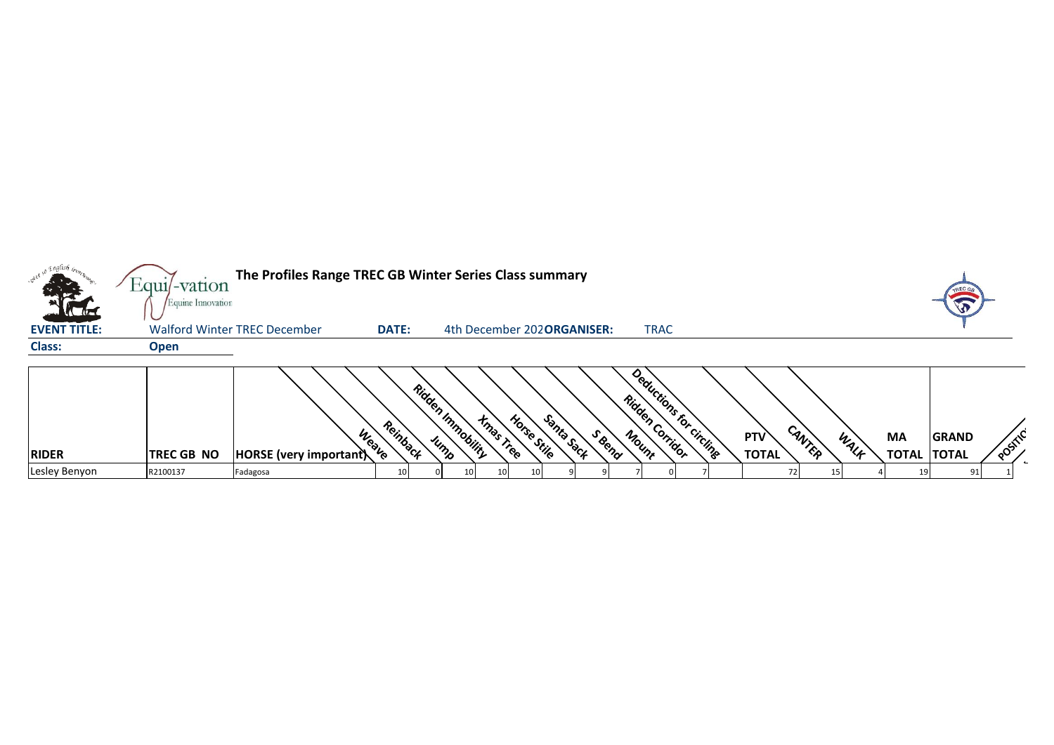# The Profiles Range TREC GB Winter Series Class summary

**EVENT TITLE:** Walford Winter TREC December **DATE:** 4th December 202 **ORGANISER:** TRAC

**Class:** **Open**

| RIDER | TREC GB NO | HORSE (very important) | Weave | Reinback | Jump | Ridden Immobility | Xmas Tree | Horse Stile | Santa Sack | S Bend | Mount | Ridden Corridor | Deductions for circling | PTV TOTAL | CANTER | WALK | MA TOTAL | GRAND TOTAL | POSITION |
|---|---|---|---|---|---|---|---|---|---|---|---|---|---|---|---|---|---|---|---|
| Lesley Benyon | R2100137 | Fadagosa | 10 | 0 | 10 | 10 | 10 | 9 | 9 | 7 | 0 | 7 | | 72 | 15 | 4 | 19 | 91 | 1 |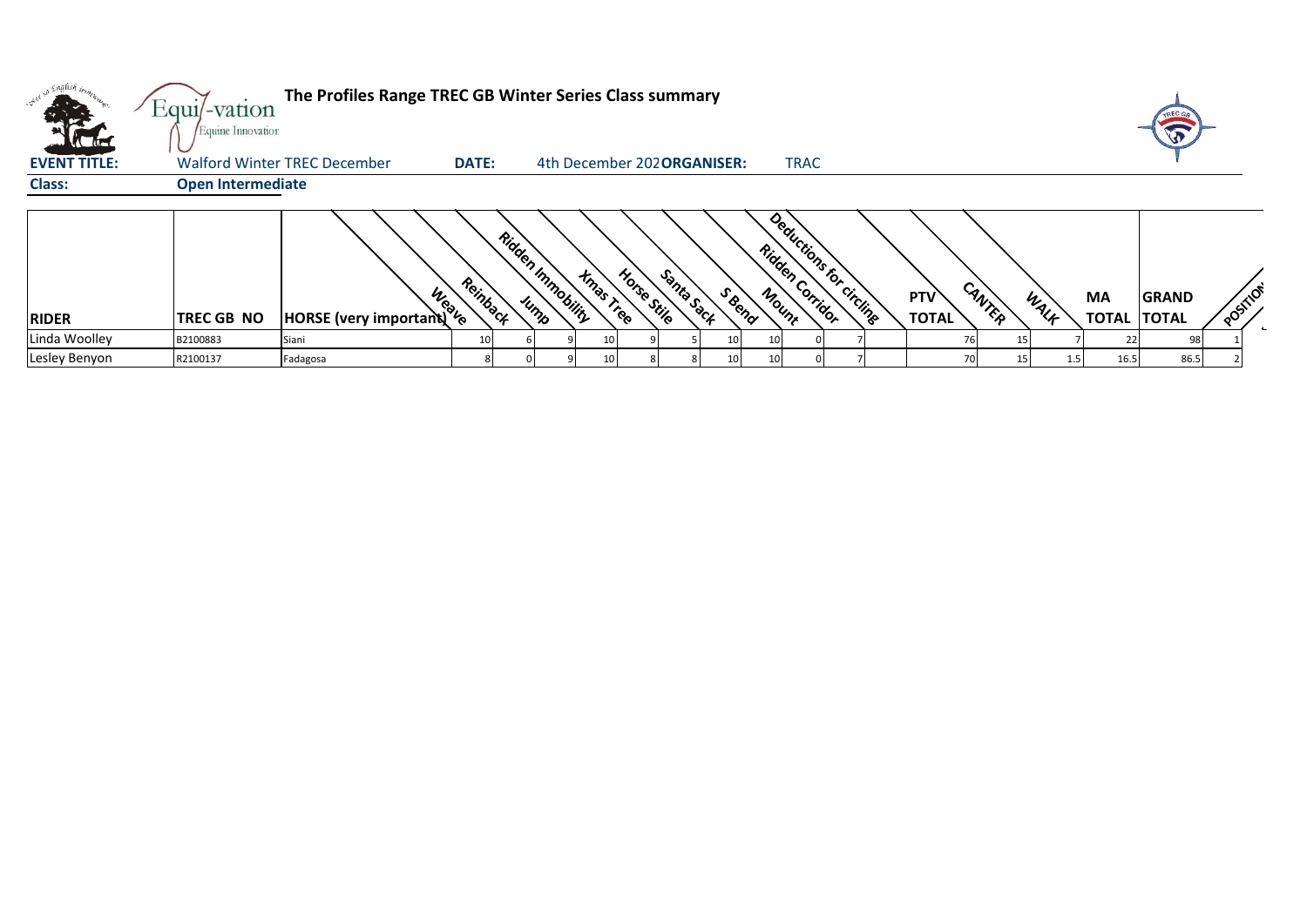# The Profiles Range TREC GB Winter Series Class summary

**EVENT TITLE:** Walford Winter TREC December **DATE:** 4th December 202 **ORGANISER:** TRAC

**Class:** **Open Intermediate**

| RIDER | TREC GB NO | HORSE (very important) | Weave | Reinback | Jump | Ridden Immobility | Xmas Tree | Horse Stile | Santa Sack | S Bend | Mount | Ridden Corridor | Deductions for circling | PTV TOTAL | CANTER | WALK | MA TOTAL | GRAND TOTAL | POSITION |
|---|---|---|---|---|---|---|---|---|---|---|---|---|---|---|---|---|---|---|---|
| Linda Woolley | B2100883 | Siani | 10 | 6 | 9 | 10 | 9 | 5 | 10 | 10 | 0 | 7 | | 76 | 15 | 7 | 22 | 98 | 1 |
| Lesley Benyon | R2100137 | Fadagosa | 8 | 0 | 9 | 10 | 8 | 8 | 10 | 10 | 0 | 7 | | 70 | 15 | 1.5 | 16.5 | 86.5 | 2 |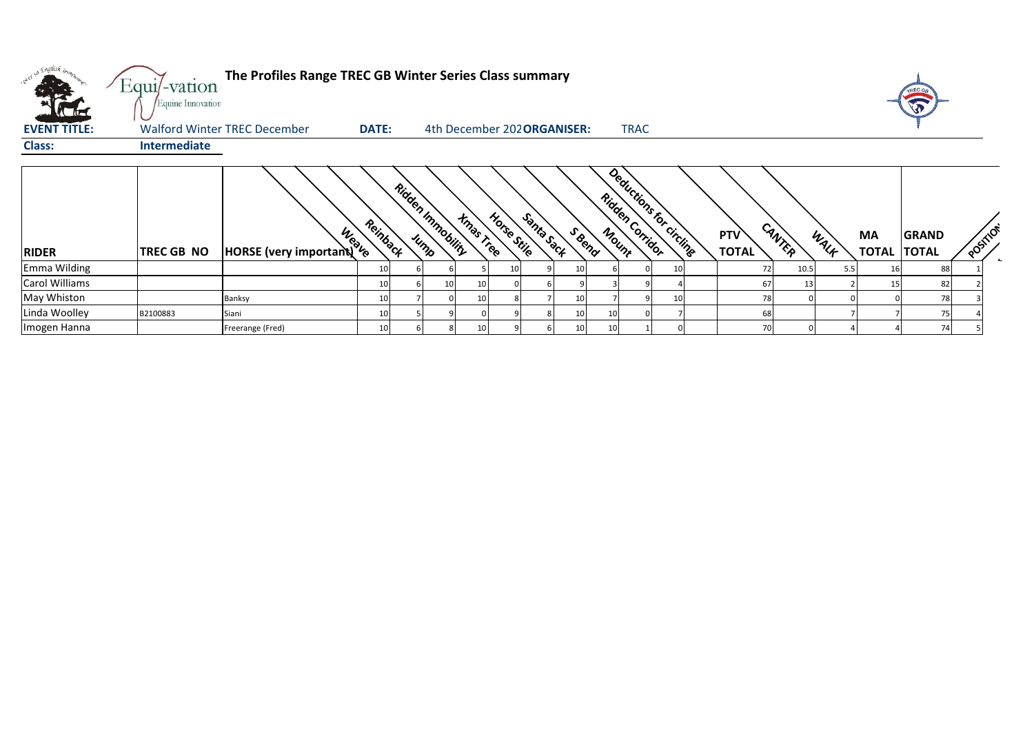**The Profiles Range TREC GB Winter Series Class summary**

**EVENT TITLE:** Walford Winter TREC December **DATE:** 4th December 202 **ORGANISER:** TRAC

**Class:** **Intermediate**

| RIDER | TREC GB NO | HORSE (very important) | Weave | Reinback | Jump | Ridden Immobility | Xmas Tree | Horse Stile | Santa Sack | S Bend | Mount | Ridden Corridor | Deductions for circling | PTV TOTAL | CANTER | WALK | MA TOTAL | GRAND TOTAL | POSITION |
|---|---|---|---|---|---|---|---|---|---|---|---|---|---|---|---|---|---|---|---|
| Emma Wilding | | | 10 | 6 | 6 | 5 | 10 | 9 | 10 | 6 | 0 | 10 | | 72 | 10.5 | 5.5 | 16 | 88 | 1 |
| Carol Williams | | | 10 | 6 | 10 | 10 | 0 | 6 | 9 | 3 | 9 | 4 | | 67 | 13 | 2 | 15 | 82 | 2 |
| May Whiston | | Banksy | 10 | 7 | 0 | 10 | 8 | 7 | 10 | 7 | 9 | 10 | | 78 | 0 | 0 | 0 | 78 | 3 |
| Linda Woolley | B2100883 | Siani | 10 | 5 | 9 | 0 | 9 | 8 | 10 | 10 | 0 | 7 | | 68 | | 7 | 7 | 75 | 4 |
| Imogen Hanna | | Freerange (Fred) | 10 | 6 | 8 | 10 | 9 | 6 | 10 | 10 | 1 | 0 | | 70 | 0 | 4 | 4 | 74 | 5 |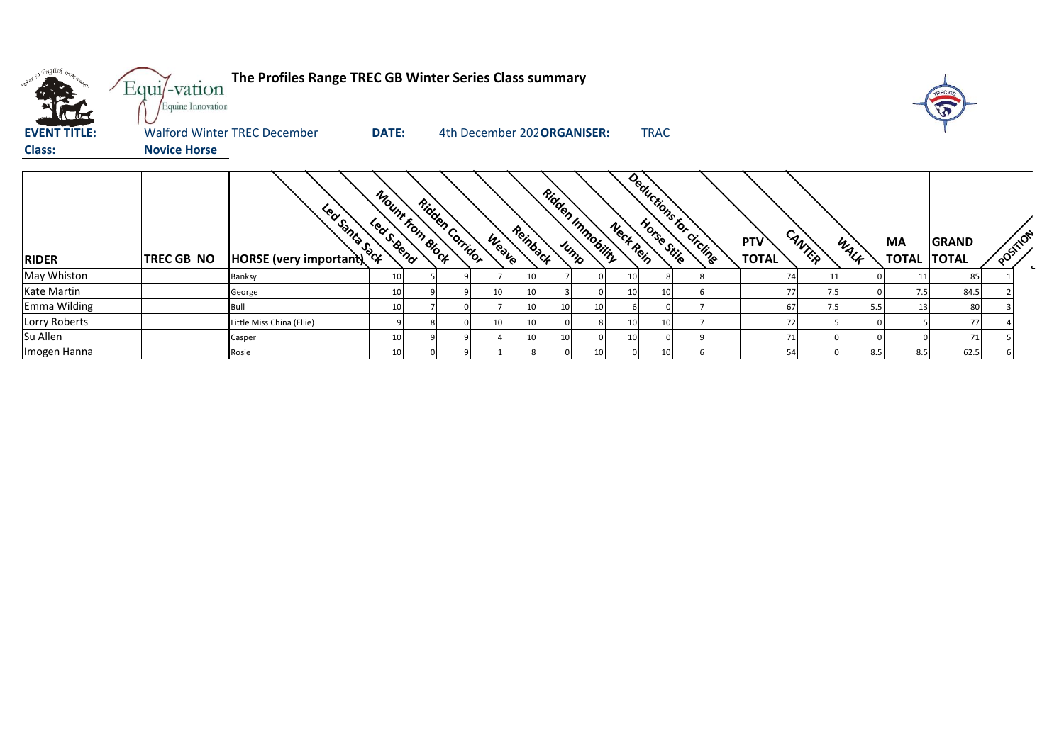**The Profiles Range TREC GB Winter Series Class summary**

**EVENT TITLE:** Walford Winter TREC December **DATE:** 4th December 202 **ORGANISER:** TRAC

**Class:** **Novice Horse**

| RIDER | TREC GB NO | HORSE (very important) | Led Santa Sack | Led S-Bend | Mount from Block | Ridden Corridor | Weave | Reinback | Jump | Ridden Immobility | Neck Rein | Horse Stile | Deductions for circling | PTV TOTAL | CANTER | WALK | MA TOTAL | GRAND TOTAL | POSITION |
|---|---|---|---|---|---|---|---|---|---|---|---|---|---|---|---|---|---|---|---|
| May Whiston | | Banksy | 10 | 5 | 9 | 7 | 10 | 7 | 0 | 10 | 8 | 8 | | 74 | 11 | 0 | 11 | 85 | 1 |
| Kate Martin | | George | 10 | 9 | 9 | 10 | 10 | 3 | 0 | 10 | 10 | 6 | | 77 | 7.5 | 0 | 7.5 | 84.5 | 2 |
| Emma Wilding | | Bull | 10 | 7 | 0 | 7 | 10 | 10 | 10 | 6 | 0 | 7 | | 67 | 7.5 | 5.5 | 13 | 80 | 3 |
| Lorry Roberts | | Little Miss China (Ellie) | 9 | 8 | 0 | 10 | 10 | 0 | 8 | 10 | 10 | 7 | | 72 | 5 | 0 | 5 | 77 | 4 |
| Su Allen | | Casper | 10 | 9 | 9 | 4 | 10 | 10 | 0 | 10 | 0 | 9 | | 71 | 0 | 0 | 0 | 71 | 5 |
| Imogen Hanna | | Rosie | 10 | 0 | 9 | 1 | 8 | 0 | 10 | 0 | 10 | 6 | | 54 | 0 | 8.5 | 8.5 | 62.5 | 6 |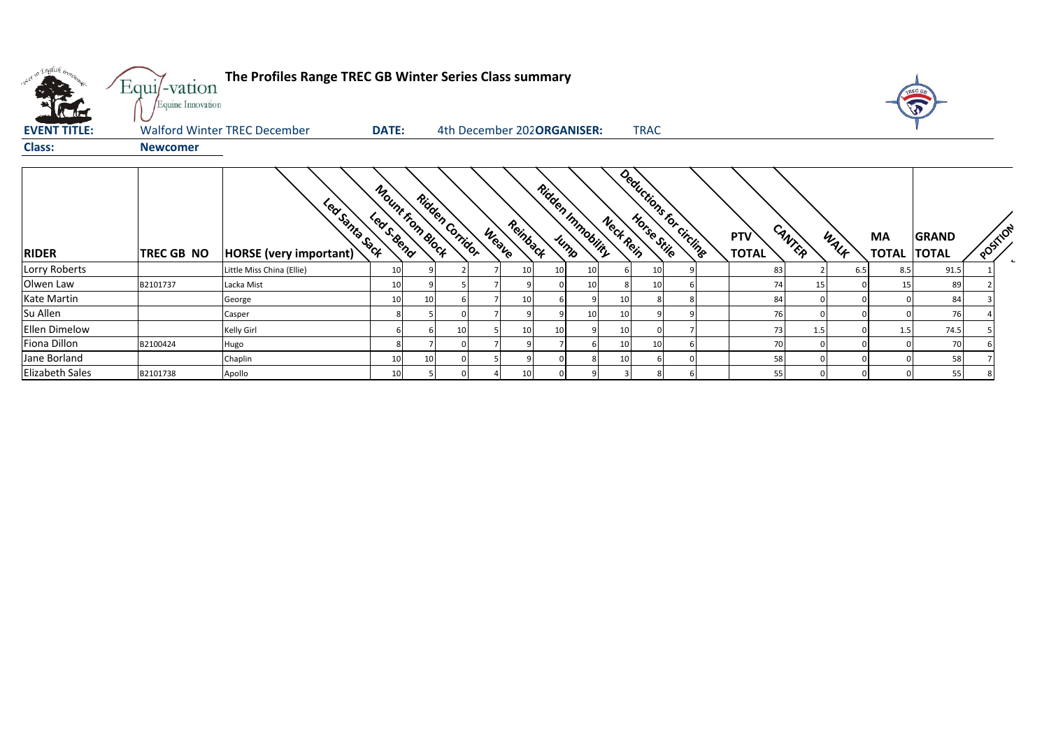**The Profiles Range TREC GB Winter Series Class summary**

**EVENT TITLE:** Walford Winter TREC December **DATE:** 4th December 202 **ORGANISER:** TRAC

**Class:** **Newcomer**

| RIDER | TREC GB NO | HORSE (very important) | Led Santa Sack | Led S-Bend | Mount from Block | Ridden Corridor | Weave | Reinback | Jump | Ridden Immobility | Neck Rein | Horse Stile | Deductions for circling | PTV TOTAL | CANTER | WALK | MA TOTAL | GRAND TOTAL | POSITION |
|---|---|---|---|---|---|---|---|---|---|---|---|---|---|---|---|---|---|---|---|
| Lorry Roberts | | Little Miss China (Ellie) | 10 | 9 | 2 | 7 | 10 | 10 | 10 | 6 | 10 | 9 | | 83 | 2 | 6.5 | 8.5 | 91.5 | 1 |
| Olwen Law | B2101737 | Lacka Mist | 10 | 9 | 5 | 7 | 9 | 0 | 10 | 8 | 10 | 6 | | 74 | 15 | 0 | 15 | 89 | 2 |
| Kate Martin | | George | 10 | 10 | 6 | 7 | 10 | 6 | 9 | 10 | 8 | 8 | | 84 | 0 | 0 | 0 | 84 | 3 |
| Su Allen | | Casper | 8 | 5 | 0 | 7 | 9 | 9 | 10 | 10 | 9 | 9 | | 76 | 0 | 0 | 0 | 76 | 4 |
| Ellen Dimelow | | Kelly Girl | 6 | 6 | 10 | 5 | 10 | 10 | 9 | 10 | 0 | 7 | | 73 | 1.5 | 0 | 1.5 | 74.5 | 5 |
| Fiona Dillon | B2100424 | Hugo | 8 | 7 | 0 | 7 | 9 | 7 | 6 | 10 | 10 | 6 | | 70 | 0 | 0 | 0 | 70 | 6 |
| Jane Borland | | Chaplin | 10 | 10 | 0 | 5 | 9 | 0 | 8 | 10 | 6 | 0 | | 58 | 0 | 0 | 0 | 58 | 7 |
| Elizabeth Sales | B2101738 | Apollo | 10 | 5 | 0 | 4 | 10 | 0 | 9 | 3 | 8 | 6 | | 55 | 0 | 0 | 0 | 55 | 8 |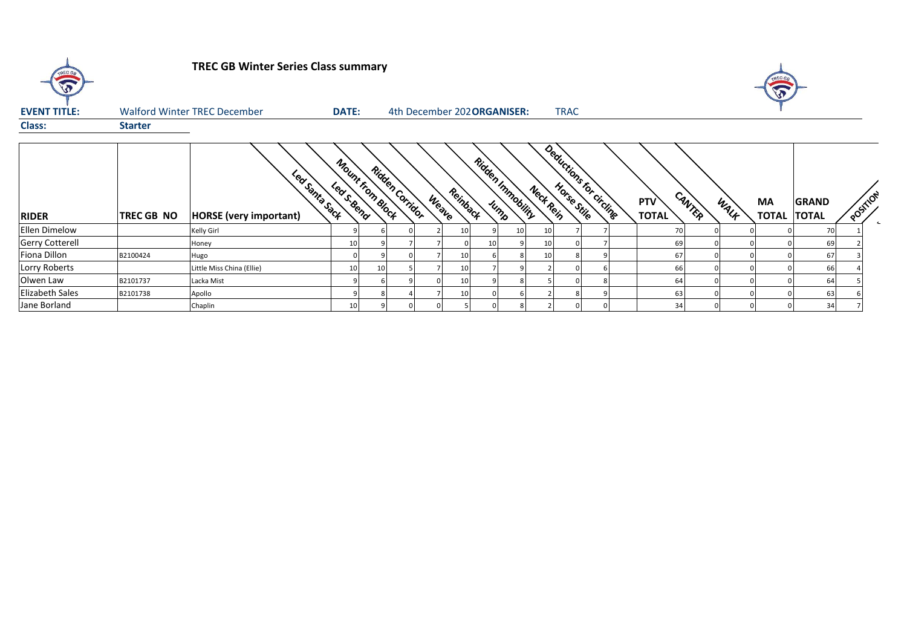**TREC GB Winter Series Class summary**

**EVENT TITLE:** Walford Winter TREC December **DATE:** 4th December 202 **ORGANISER:** TRAC

**Class:** Starter

| RIDER | TREC GB NO | HORSE (very important) | Led Santa Sack | Led S-Bend | Mount from Block | Ridden Corridor | Weave | Reinback | Jump | Ridden Immobility | Neck Rein | Horse Stile | Deductions for circling | PTV TOTAL | CANTER | WALK | MA TOTAL | GRAND TOTAL | POSITION |
|---|---|---|---|---|---|---|---|---|---|---|---|---|---|---|---|---|---|---|---|
| Ellen Dimelow | | Kelly Girl | 9 | 6 | 0 | 2 | 10 | 9 | 10 | 10 | 7 | 7 | | 70 | 0 | 0 | 0 | 70 | 1 |
| Gerry Cotterell | | Honey | 10 | 9 | 7 | 7 | 0 | 10 | 9 | 10 | 0 | 7 | | 69 | 0 | 0 | 0 | 69 | 2 |
| Fiona Dillon | B2100424 | Hugo | 0 | 9 | 0 | 7 | 10 | 6 | 8 | 10 | 8 | 9 | | 67 | 0 | 0 | 0 | 67 | 3 |
| Lorry Roberts | | Little Miss China (Ellie) | 10 | 10 | 5 | 7 | 10 | 7 | 9 | 2 | 0 | 6 | | 66 | 0 | 0 | 0 | 66 | 4 |
| Olwen Law | B2101737 | Lacka Mist | 9 | 6 | 9 | 0 | 10 | 9 | 8 | 5 | 0 | 8 | | 64 | 0 | 0 | 0 | 64 | 5 |
| Elizabeth Sales | B2101738 | Apollo | 9 | 8 | 4 | 7 | 10 | 0 | 6 | 2 | 8 | 9 | | 63 | 0 | 0 | 0 | 63 | 6 |
| Jane Borland | | Chaplin | 10 | 9 | 0 | 0 | 5 | 0 | 8 | 2 | 0 | 0 | | 34 | 0 | 0 | 0 | 34 | 7 |